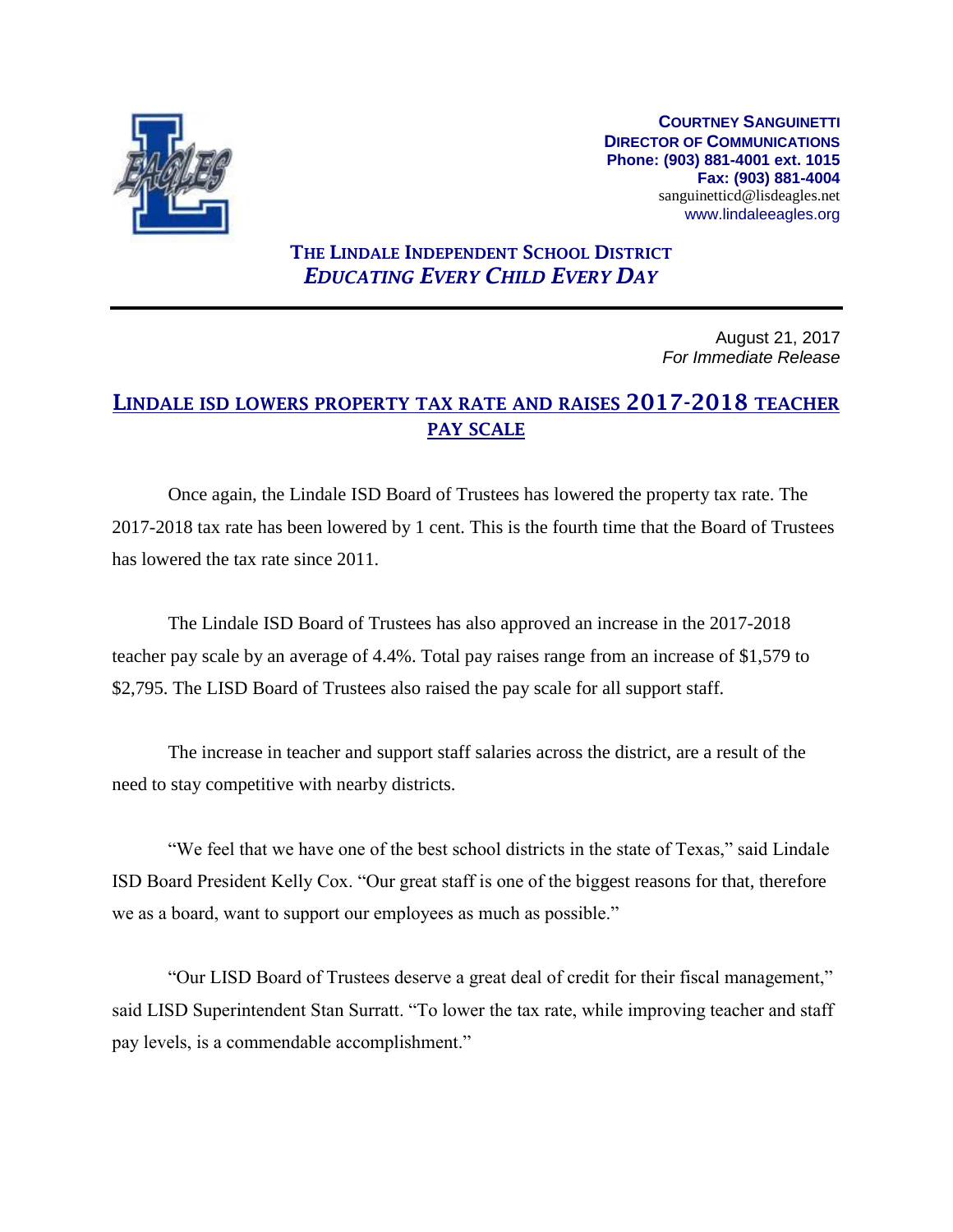**COURTNEY SANGUINETTI**
**DIRECTOR OF COMMUNICATIONS**
**Phone: (903) 881-4001 ext. 1015**
**Fax: (903) 881-4004**
sanguinetticd@lisdeagles.net
www.lindaleeagles.org

**THE LINDALE INDEPENDENT SCHOOL DISTRICT**
***EDUCATING EVERY CHILD EVERY DAY***

---

August 21, 2017
*For Immediate Release*

# LINDALE ISD LOWERS PROPERTY TAX RATE AND RAISES 2017-2018 TEACHER PAY SCALE

Once again, the Lindale ISD Board of Trustees has lowered the property tax rate. The 2017-2018 tax rate has been lowered by 1 cent. This is the fourth time that the Board of Trustees has lowered the tax rate since 2011.

The Lindale ISD Board of Trustees has also approved an increase in the 2017-2018 teacher pay scale by an average of 4.4%. Total pay raises range from an increase of $1,579 to $2,795. The LISD Board of Trustees also raised the pay scale for all support staff.

The increase in teacher and support staff salaries across the district, are a result of the need to stay competitive with nearby districts.

"We feel that we have one of the best school districts in the state of Texas," said Lindale ISD Board President Kelly Cox. "Our great staff is one of the biggest reasons for that, therefore we as a board, want to support our employees as much as possible."

"Our LISD Board of Trustees deserve a great deal of credit for their fiscal management," said LISD Superintendent Stan Surratt. "To lower the tax rate, while improving teacher and staff pay levels, is a commendable accomplishment."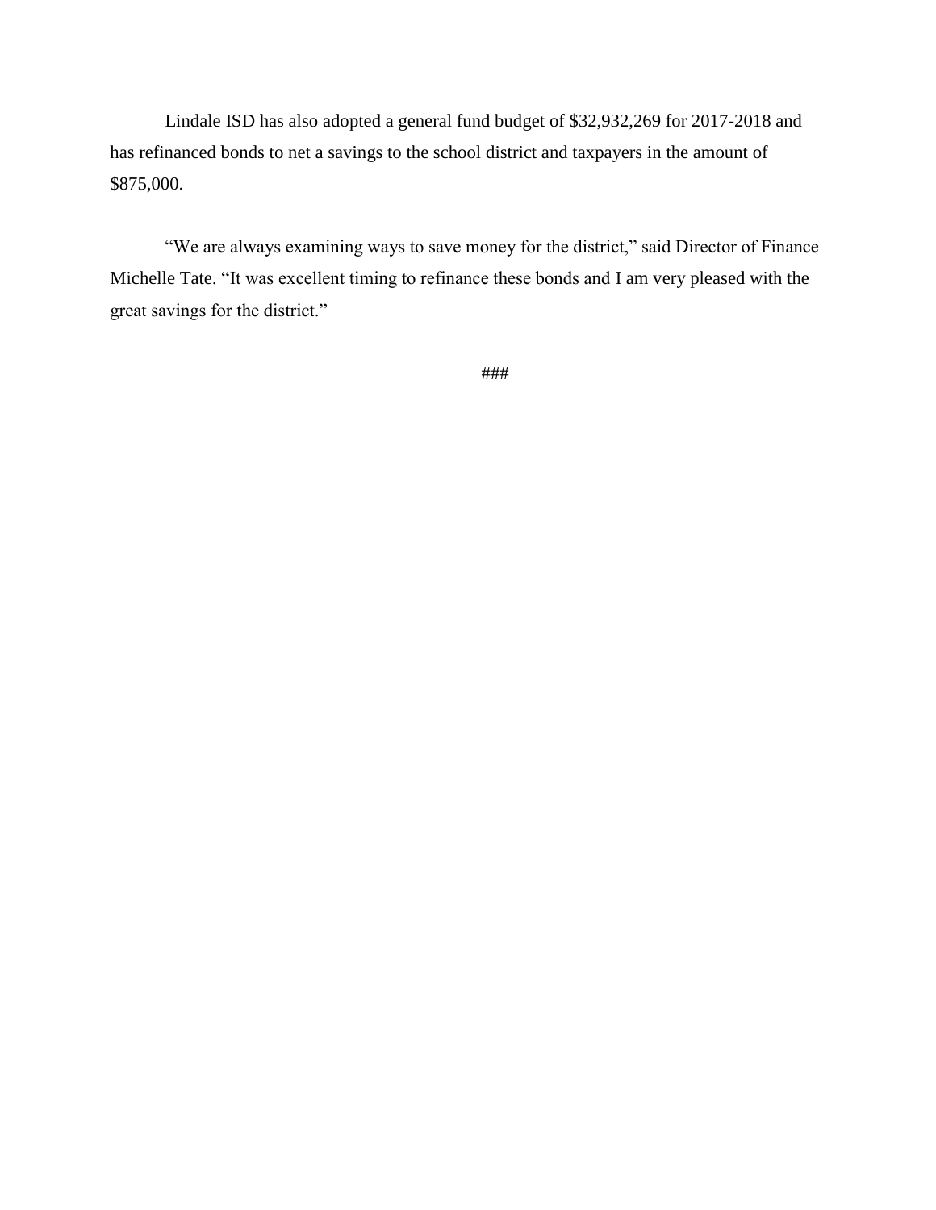Lindale ISD has also adopted a general fund budget of $32,932,269 for 2017-2018 and has refinanced bonds to net a savings to the school district and taxpayers in the amount of $875,000.

"We are always examining ways to save money for the district," said Director of Finance Michelle Tate. "It was excellent timing to refinance these bonds and I am very pleased with the great savings for the district."

###